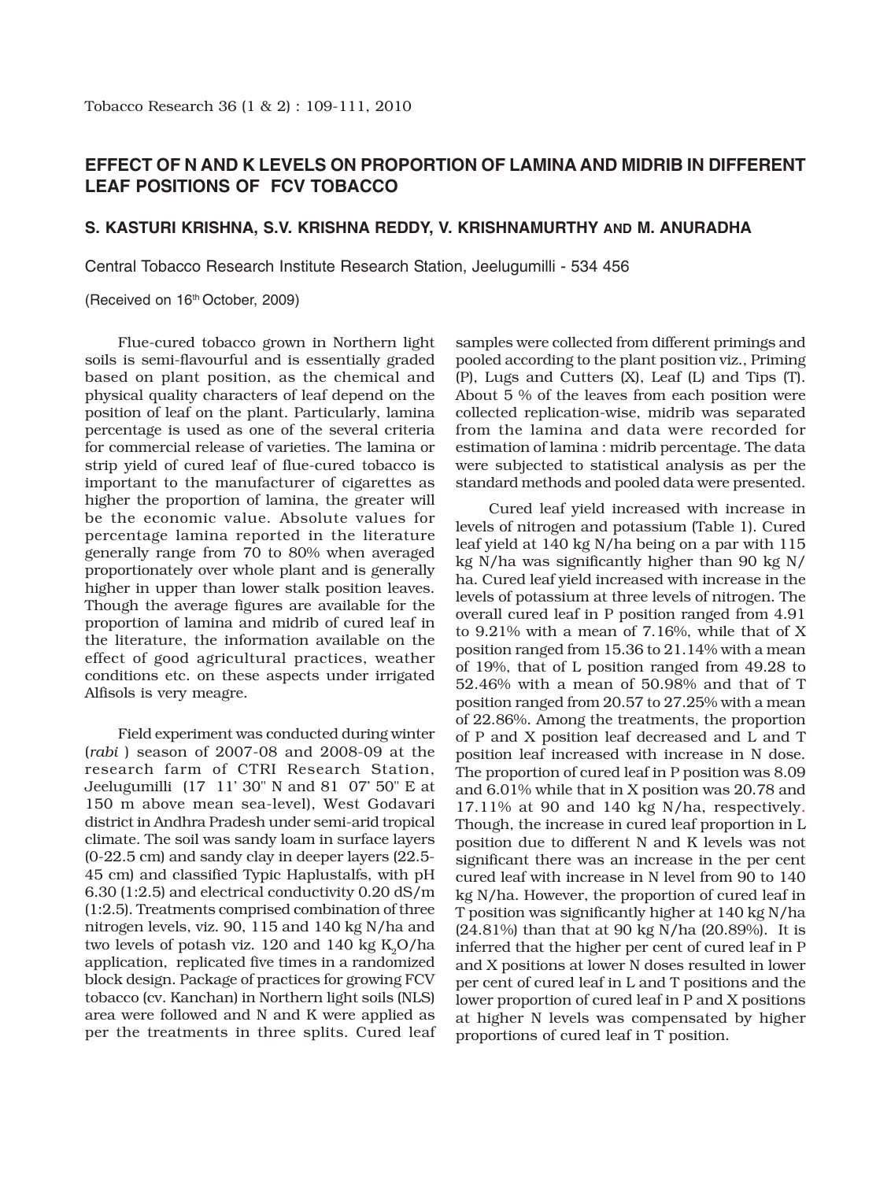# EFFECT OF N AND K LEVELS ON PROPORTION OF LAMINA AND MIDRIB IN DIFFERENT LEAF POSITIONS OF FCV TOBACCO

**S. KASTURI KRISHNA, S.V. KRISHNA REDDY, V. KRISHNAMURTHY AND M. ANURADHA**

Central Tobacco Research Institute Research Station, Jeelugumilli - 534 456

(Received on 16th October, 2009)

Flue-cured tobacco grown in Northern light soils is semi-flavourful and is essentially graded based on plant position, as the chemical and physical quality characters of leaf depend on the position of leaf on the plant. Particularly, lamina percentage is used as one of the several criteria for commercial release of varieties. The lamina or strip yield of cured leaf of flue-cured tobacco is important to the manufacturer of cigarettes as higher the proportion of lamina, the greater will be the economic value. Absolute values for percentage lamina reported in the literature generally range from 70 to 80% when averaged proportionately over whole plant and is generally higher in upper than lower stalk position leaves. Though the average figures are available for the proportion of lamina and midrib of cured leaf in the literature, the information available on the effect of good agricultural practices, weather conditions etc. on these aspects under irrigated Alfisols is very meagre.

Field experiment was conducted during winter (*rabi* ) season of 2007-08 and 2008-09 at the research farm of CTRI Research Station, Jeelugumilli (17 11' 30" N and 81 07' 50" E at 150 m above mean sea-level), West Godavari district in Andhra Pradesh under semi-arid tropical climate. The soil was sandy loam in surface layers (0-22.5 cm) and sandy clay in deeper layers (22.5-45 cm) and classified Typic Haplustalfs, with pH 6.30 (1:2.5) and electrical conductivity 0.20 dS/m (1:2.5). Treatments comprised combination of three nitrogen levels, viz. 90, 115 and 140 kg N/ha and two levels of potash viz. 120 and 140 kg $K_2O$/ha application, replicated five times in a randomized block design. Package of practices for growing FCV tobacco (cv. Kanchan) in Northern light soils (NLS) area were followed and N and K were applied as per the treatments in three splits. Cured leaf samples were collected from different primings and pooled according to the plant position viz., Priming (P), Lugs and Cutters (X), Leaf (L) and Tips (T). About 5 % of the leaves from each position were collected replication-wise, midrib was separated from the lamina and data were recorded for estimation of lamina : midrib percentage. The data were subjected to statistical analysis as per the standard methods and pooled data were presented.

Cured leaf yield increased with increase in levels of nitrogen and potassium (Table 1). Cured leaf yield at 140 kg N/ha being on a par with 115 kg N/ha was significantly higher than 90 kg N/ha. Cured leaf yield increased with increase in the levels of potassium at three levels of nitrogen. The overall cured leaf in P position ranged from 4.91 to 9.21% with a mean of 7.16%, while that of X position ranged from 15.36 to 21.14% with a mean of 19%, that of L position ranged from 49.28 to 52.46% with a mean of 50.98% and that of T position ranged from 20.57 to 27.25% with a mean of 22.86%. Among the treatments, the proportion of P and X position leaf decreased and L and T position leaf increased with increase in N dose. The proportion of cured leaf in P position was 8.09 and 6.01% while that in X position was 20.78 and 17.11% at 90 and 140 kg N/ha, respectively. Though, the increase in cured leaf proportion in L position due to different N and K levels was not significant there was an increase in the per cent cured leaf with increase in N level from 90 to 140 kg N/ha. However, the proportion of cured leaf in T position was significantly higher at 140 kg N/ha (24.81%) than that at 90 kg N/ha (20.89%). It is inferred that the higher per cent of cured leaf in P and X positions at lower N doses resulted in lower per cent of cured leaf in L and T positions and the lower proportion of cured leaf in P and X positions at higher N levels was compensated by higher proportions of cured leaf in T position.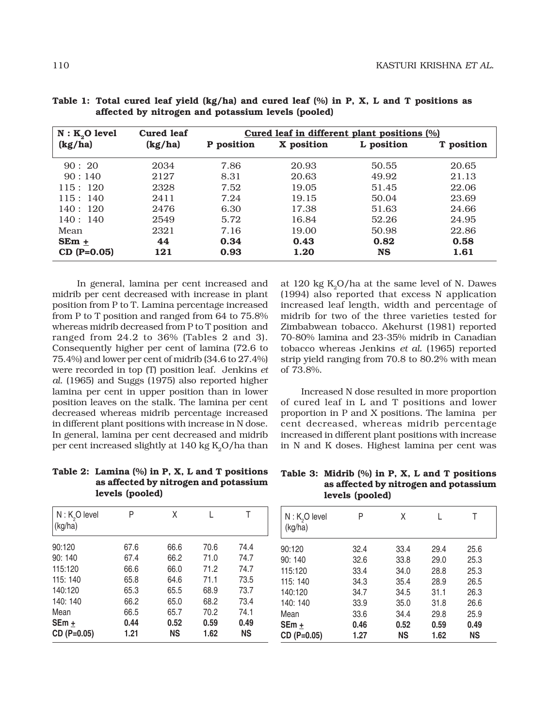**Table 1: Total cured leaf yield (kg/ha) and cured leaf (%) in P, X, L and T positions as affected by nitrogen and potassium levels (pooled)**

| N : $K_2O$ level (kg/ha) | Cured leaf (kg/ha) | Cured leaf in different plant positions (%) | | | |
|---|---|---|---|---|---|
| | | P position | X position | L position | T position |
| 90 : 20 | 2034 | 7.86 | 20.93 | 50.55 | 20.65 |
| 90 : 140 | 2127 | 8.31 | 20.63 | 49.92 | 21.13 |
| 115 : 120 | 2328 | 7.52 | 19.05 | 51.45 | 22.06 |
| 115 : 140 | 2411 | 7.24 | 19.15 | 50.04 | 23.69 |
| 140 : 120 | 2476 | 6.30 | 17.38 | 51.63 | 24.66 |
| 140 : 140 | 2549 | 5.72 | 16.84 | 52.26 | 24.95 |
| Mean | 2321 | 7.16 | 19.00 | 50.98 | 22.86 |
| **SEm ±** | **44** | **0.34** | **0.43** | **0.82** | **0.58** |
| **CD (P=0.05)** | **121** | **0.93** | **1.20** | **NS** | **1.61** |

In general, lamina per cent increased and midrib per cent decreased with increase in plant position from P to T. Lamina percentage increased from P to T position and ranged from 64 to 75.8% whereas midrib decreased from P to T position and ranged from 24.2 to 36% (Tables 2 and 3). Consequently higher per cent of lamina (72.6 to 75.4%) and lower per cent of midrib (34.6 to 27.4%) were recorded in top (T) position leaf. Jenkins *et al.* (1965) and Suggs (1975) also reported higher lamina per cent in upper position than in lower position leaves on the stalk. The lamina per cent decreased whereas midrib percentage increased in different plant positions with increase in N dose. In general, lamina per cent decreased and midrib per cent increased slightly at 140 kg $K_2O$/ha than at 120 kg $K_2O$/ha at the same level of N. Dawes (1994) also reported that excess N application increased leaf length, width and percentage of midrib for two of the three varieties tested for Zimbabwean tobacco. Akehurst (1981) reported 70-80% lamina and 23-35% midrib in Canadian tobacco whereas Jenkins *et al.* (1965) reported strip yield ranging from 70.8 to 80.2% with mean of 73.8%.

Increased N dose resulted in more proportion of cured leaf in L and T positions and lower proportion in P and X positions. The lamina per cent decreased, whereas midrib percentage increased in different plant positions with increase in N and K doses. Highest lamina per cent was

**Table 2: Lamina (%) in P, X, L and T positions as affected by nitrogen and potassium levels (pooled)**

| N : $K_2O$ level (kg/ha) | P | X | L | T |
|---|---|---|---|---|
| 90:120 | 67.6 | 66.6 | 70.6 | 74.4 |
| 90: 140 | 67.4 | 66.2 | 71.0 | 74.7 |
| 115:120 | 66.6 | 66.0 | 71.2 | 74.7 |
| 115: 140 | 65.8 | 64.6 | 71.1 | 73.5 |
| 140:120 | 65.3 | 65.5 | 68.9 | 73.7 |
| 140: 140 | 66.2 | 65.0 | 68.2 | 73.4 |
| Mean | 66.5 | 65.7 | 70.2 | 74.1 |
| **SEm ±** | **0.44** | **0.52** | **0.59** | **0.49** |
| **CD (P=0.05)** | **1.21** | **NS** | **1.62** | **NS** |

**Table 3: Midrib (%) in P, X, L and T positions as affected by nitrogen and potassium levels (pooled)**

| N : $K_2O$ level (kg/ha) | P | X | L | T |
|---|---|---|---|---|
| 90:120 | 32.4 | 33.4 | 29.4 | 25.6 |
| 90: 140 | 32.6 | 33.8 | 29.0 | 25.3 |
| 115:120 | 33.4 | 34.0 | 28.8 | 25.3 |
| 115: 140 | 34.3 | 35.4 | 28.9 | 26.5 |
| 140:120 | 34.7 | 34.5 | 31.1 | 26.3 |
| 140: 140 | 33.9 | 35.0 | 31.8 | 26.6 |
| Mean | 33.6 | 34.4 | 29.8 | 25.9 |
| **SEm ±** | **0.46** | **0.52** | **0.59** | **0.49** |
| **CD (P=0.05)** | **1.27** | **NS** | **1.62** | **NS** |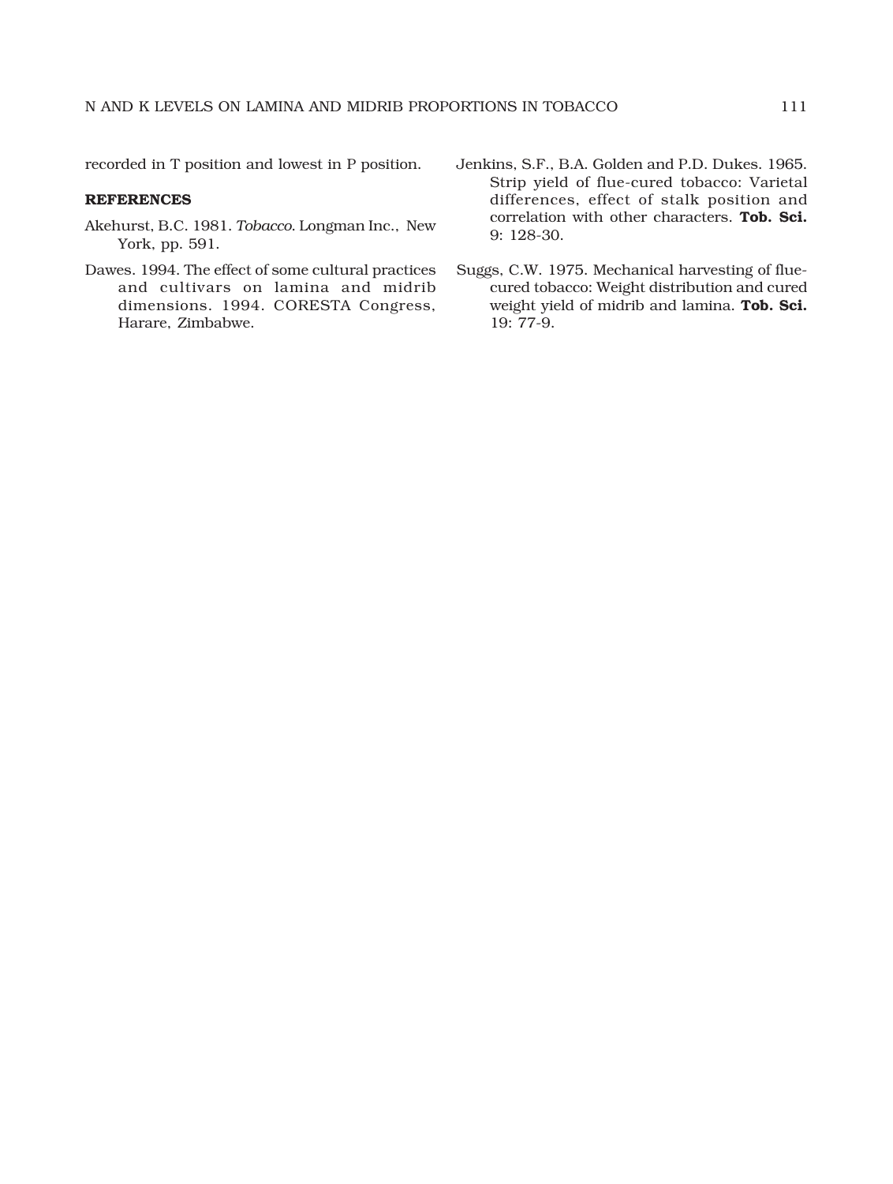recorded in T position and lowest in P position.

## REFERENCES

Akehurst, B.C. 1981. *Tobacco*. Longman Inc., New York, pp. 591.

Dawes. 1994. The effect of some cultural practices and cultivars on lamina and midrib dimensions. 1994. CORESTA Congress, Harare, Zimbabwe.

Jenkins, S.F., B.A. Golden and P.D. Dukes. 1965. Strip yield of flue-cured tobacco: Varietal differences, effect of stalk position and correlation with other characters. **Tob. Sci.** 9: 128-30.

Suggs, C.W. 1975. Mechanical harvesting of flue-cured tobacco: Weight distribution and cured weight yield of midrib and lamina. **Tob. Sci.** 19: 77-9.